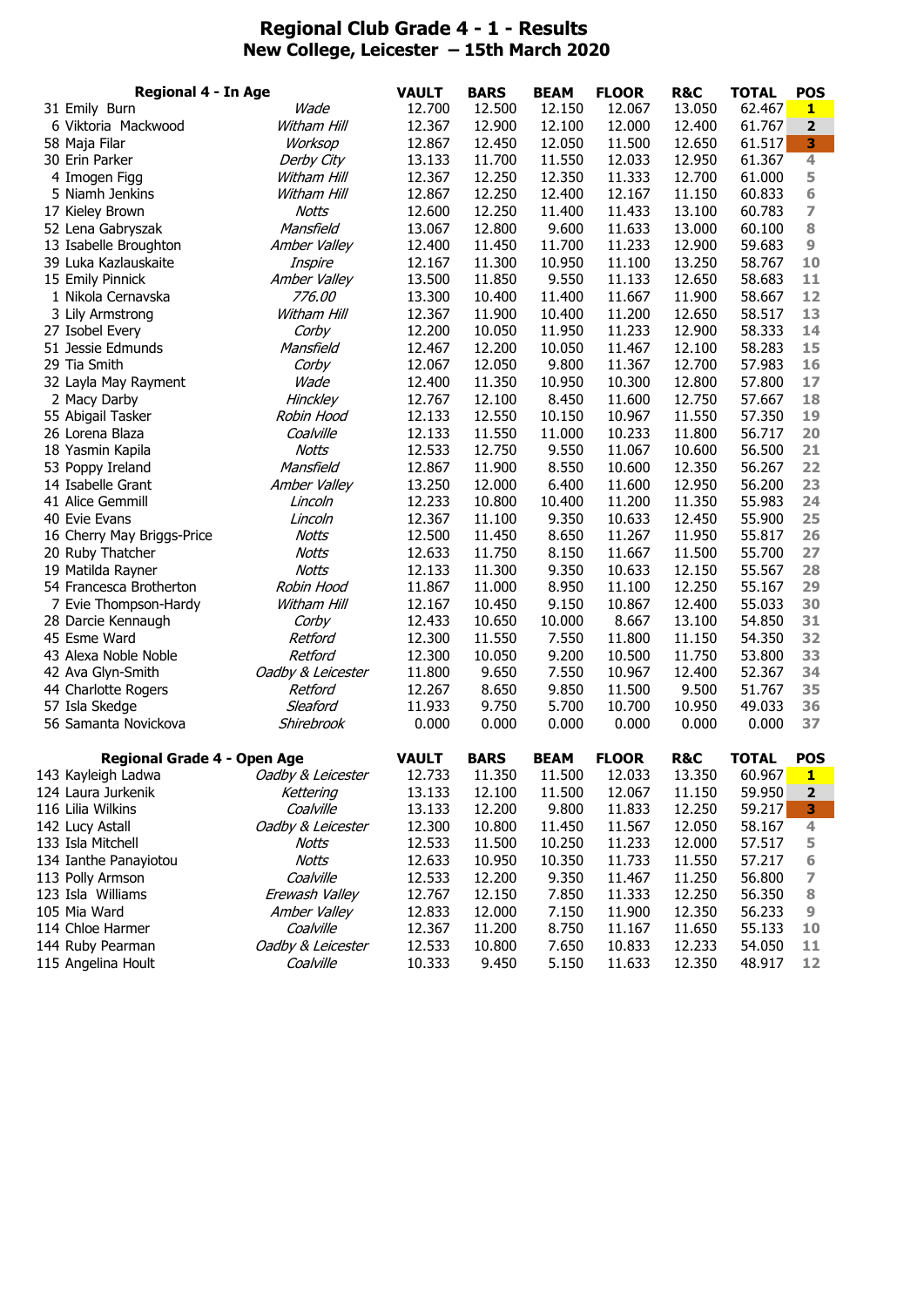# Regional Club Grade 4 - 1 - Results

## New College, Leicester – 15th March 2020

| Regional 4 - In Age | | VAULT | BARS | BEAM | FLOOR | R&C | TOTAL | POS |
|---|---|---|---|---|---|---|---|---|
| 31 Emily Burn | *Wade* | 12.700 | 12.500 | 12.150 | 12.067 | 13.050 | 62.467 | 1 |
| 6 Viktoria Mackwood | *Witham Hill* | 12.367 | 12.900 | 12.100 | 12.000 | 12.400 | 61.767 | 2 |
| 58 Maja Filar | *Worksop* | 12.867 | 12.450 | 12.050 | 11.500 | 12.650 | 61.517 | 3 |
| 30 Erin Parker | *Derby City* | 13.133 | 11.700 | 11.550 | 12.033 | 12.950 | 61.367 | 4 |
| 4 Imogen Figg | *Witham Hill* | 12.367 | 12.250 | 12.350 | 11.333 | 12.700 | 61.000 | 5 |
| 5 Niamh Jenkins | *Witham Hill* | 12.867 | 12.250 | 12.400 | 12.167 | 11.150 | 60.833 | 6 |
| 17 Kieley Brown | *Notts* | 12.600 | 12.250 | 11.400 | 11.433 | 13.100 | 60.783 | 7 |
| 52 Lena Gabryszak | *Mansfield* | 13.067 | 12.800 | 9.600 | 11.633 | 13.000 | 60.100 | 8 |
| 13 Isabelle Broughton | *Amber Valley* | 12.400 | 11.450 | 11.700 | 11.233 | 12.900 | 59.683 | 9 |
| 39 Luka Kazlauskaite | *Inspire* | 12.167 | 11.300 | 10.950 | 11.100 | 13.250 | 58.767 | 10 |
| 15 Emily Pinnick | *Amber Valley* | 13.500 | 11.850 | 9.550 | 11.133 | 12.650 | 58.683 | 11 |
| 1 Nikola Cernavska | *776.00* | 13.300 | 10.400 | 11.400 | 11.667 | 11.900 | 58.667 | 12 |
| 3 Lily Armstrong | *Witham Hill* | 12.367 | 11.900 | 10.400 | 11.200 | 12.650 | 58.517 | 13 |
| 27 Isobel Every | *Corby* | 12.200 | 10.050 | 11.950 | 11.233 | 12.900 | 58.333 | 14 |
| 51 Jessie Edmunds | *Mansfield* | 12.467 | 12.200 | 10.050 | 11.467 | 12.100 | 58.283 | 15 |
| 29 Tia Smith | *Corby* | 12.067 | 12.050 | 9.800 | 11.367 | 12.700 | 57.983 | 16 |
| 32 Layla May Rayment | *Wade* | 12.400 | 11.350 | 10.950 | 10.300 | 12.800 | 57.800 | 17 |
| 2 Macy Darby | *Hinckley* | 12.767 | 12.100 | 8.450 | 11.600 | 12.750 | 57.667 | 18 |
| 55 Abigail Tasker | *Robin Hood* | 12.133 | 12.550 | 10.150 | 10.967 | 11.550 | 57.350 | 19 |
| 26 Lorena Blaza | *Coalville* | 12.133 | 11.550 | 11.000 | 10.233 | 11.800 | 56.717 | 20 |
| 18 Yasmin Kapila | *Notts* | 12.533 | 12.750 | 9.550 | 11.067 | 10.600 | 56.500 | 21 |
| 53 Poppy Ireland | *Mansfield* | 12.867 | 11.900 | 8.550 | 10.600 | 12.350 | 56.267 | 22 |
| 14 Isabelle Grant | *Amber Valley* | 13.250 | 12.000 | 6.400 | 11.600 | 12.950 | 56.200 | 23 |
| 41 Alice Gemmill | *Lincoln* | 12.233 | 10.800 | 10.400 | 11.200 | 11.350 | 55.983 | 24 |
| 40 Evie Evans | *Lincoln* | 12.367 | 11.100 | 9.350 | 10.633 | 12.450 | 55.900 | 25 |
| 16 Cherry May Briggs-Price | *Notts* | 12.500 | 11.450 | 8.650 | 11.267 | 11.950 | 55.817 | 26 |
| 20 Ruby Thatcher | *Notts* | 12.633 | 11.750 | 8.150 | 11.667 | 11.500 | 55.700 | 27 |
| 19 Matilda Rayner | *Notts* | 12.133 | 11.300 | 9.350 | 10.633 | 12.150 | 55.567 | 28 |
| 54 Francesca Brotherton | *Robin Hood* | 11.867 | 11.000 | 8.950 | 11.100 | 12.250 | 55.167 | 29 |
| 7 Evie Thompson-Hardy | *Witham Hill* | 12.167 | 10.450 | 9.150 | 10.867 | 12.400 | 55.033 | 30 |
| 28 Darcie Kennaugh | *Corby* | 12.433 | 10.650 | 10.000 | 8.667 | 13.100 | 54.850 | 31 |
| 45 Esme Ward | *Retford* | 12.300 | 11.550 | 7.550 | 11.800 | 11.150 | 54.350 | 32 |
| 43 Alexa Noble Noble | *Retford* | 12.300 | 10.050 | 9.200 | 10.500 | 11.750 | 53.800 | 33 |
| 42 Ava Glyn-Smith | *Oadby & Leicester* | 11.800 | 9.650 | 7.550 | 10.967 | 12.400 | 52.367 | 34 |
| 44 Charlotte Rogers | *Retford* | 12.267 | 8.650 | 9.850 | 11.500 | 9.500 | 51.767 | 35 |
| 57 Isla Skedge | *Sleaford* | 11.933 | 9.750 | 5.700 | 10.700 | 10.950 | 49.033 | 36 |
| 56 Samanta Novickova | *Shirebrook* | 0.000 | 0.000 | 0.000 | 0.000 | 0.000 | 0.000 | 37 |

| Regional Grade 4 - Open Age | | VAULT | BARS | BEAM | FLOOR | R&C | TOTAL | POS |
|---|---|---|---|---|---|---|---|---|
| 143 Kayleigh Ladwa | *Oadby & Leicester* | 12.733 | 11.350 | 11.500 | 12.033 | 13.350 | 60.967 | 1 |
| 124 Laura Jurkenik | *Kettering* | 13.133 | 12.100 | 11.500 | 12.067 | 11.150 | 59.950 | 2 |
| 116 Lilia Wilkins | *Coalville* | 13.133 | 12.200 | 9.800 | 11.833 | 12.250 | 59.217 | 3 |
| 142 Lucy Astall | *Oadby & Leicester* | 12.300 | 10.800 | 11.450 | 11.567 | 12.050 | 58.167 | 4 |
| 133 Isla Mitchell | *Notts* | 12.533 | 11.500 | 10.250 | 11.233 | 12.000 | 57.517 | 5 |
| 134 Ianthe Panayiotou | *Notts* | 12.633 | 10.950 | 10.350 | 11.733 | 11.550 | 57.217 | 6 |
| 113 Polly Armson | *Coalville* | 12.533 | 12.200 | 9.350 | 11.467 | 11.250 | 56.800 | 7 |
| 123 Isla Williams | *Erewash Valley* | 12.767 | 12.150 | 7.850 | 11.333 | 12.250 | 56.350 | 8 |
| 105 Mia Ward | *Amber Valley* | 12.833 | 12.000 | 7.150 | 11.900 | 12.350 | 56.233 | 9 |
| 114 Chloe Harmer | *Coalville* | 12.367 | 11.200 | 8.750 | 11.167 | 11.650 | 55.133 | 10 |
| 144 Ruby Pearman | *Oadby & Leicester* | 12.533 | 10.800 | 7.650 | 10.833 | 12.233 | 54.050 | 11 |
| 115 Angelina Hoult | *Coalville* | 10.333 | 9.450 | 5.150 | 11.633 | 12.350 | 48.917 | 12 |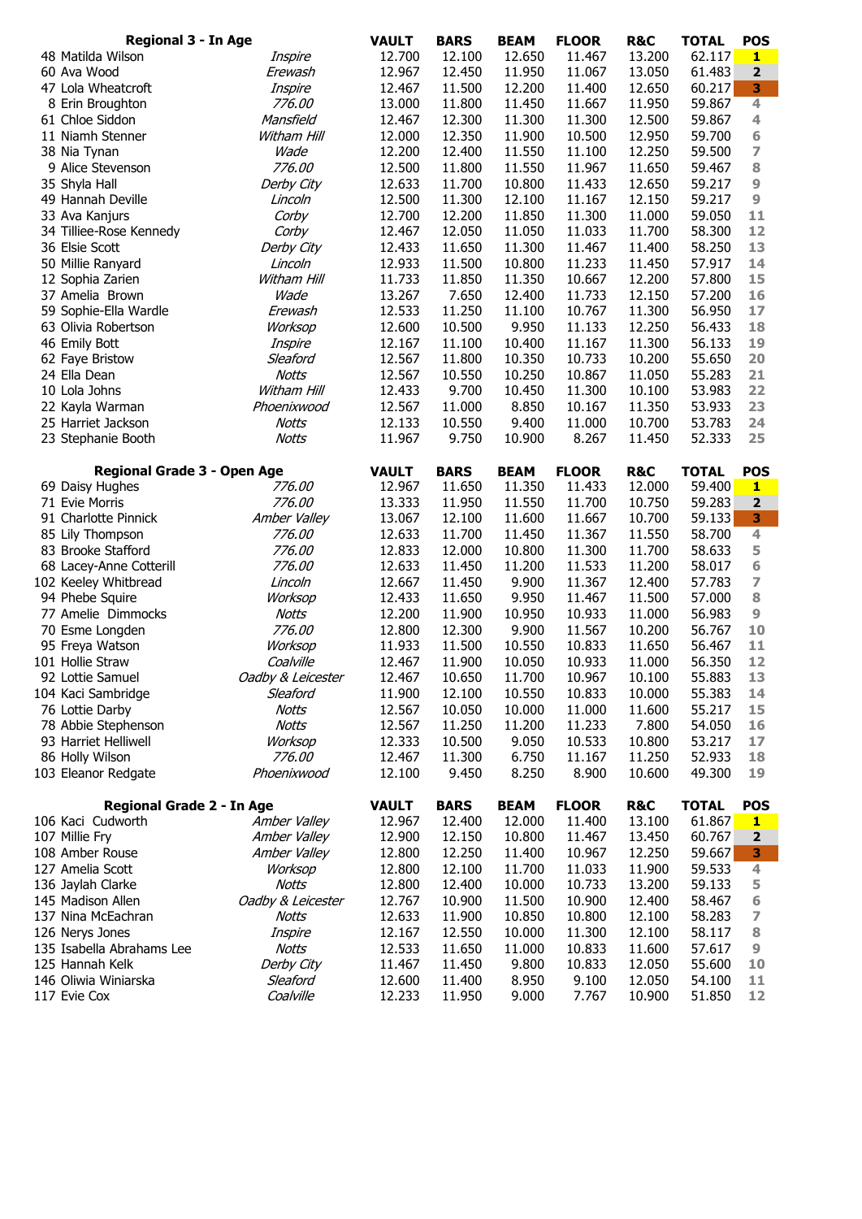| Regional 3 - In Age | | VAULT | BARS | BEAM | FLOOR | R&C | TOTAL | POS |
|---|---|---|---|---|---|---|---|---|
| 48 Matilda Wilson | *Inspire* | 12.700 | 12.100 | 12.650 | 11.467 | 13.200 | 62.117 | 1 |
| 60 Ava Wood | *Erewash* | 12.967 | 12.450 | 11.950 | 11.067 | 13.050 | 61.483 | 2 |
| 47 Lola Wheatcroft | *Inspire* | 12.467 | 11.500 | 12.200 | 11.400 | 12.650 | 60.217 | 3 |
| 8 Erin Broughton | *776.00* | 13.000 | 11.800 | 11.450 | 11.667 | 11.950 | 59.867 | 4 |
| 61 Chloe Siddon | *Mansfield* | 12.467 | 12.300 | 11.300 | 11.300 | 12.500 | 59.867 | 4 |
| 11 Niamh Stenner | *Witham Hill* | 12.000 | 12.350 | 11.900 | 10.500 | 12.950 | 59.700 | 6 |
| 38 Nia Tynan | *Wade* | 12.200 | 12.400 | 11.550 | 11.100 | 12.250 | 59.500 | 7 |
| 9 Alice Stevenson | *776.00* | 12.500 | 11.800 | 11.550 | 11.967 | 11.650 | 59.467 | 8 |
| 35 Shyla Hall | *Derby City* | 12.633 | 11.700 | 10.800 | 11.433 | 12.650 | 59.217 | 9 |
| 49 Hannah Deville | *Lincoln* | 12.500 | 11.300 | 12.100 | 11.167 | 12.150 | 59.217 | 9 |
| 33 Ava Kanjurs | *Corby* | 12.700 | 12.200 | 11.850 | 11.300 | 11.000 | 59.050 | 11 |
| 34 Tilliee-Rose Kennedy | *Corby* | 12.467 | 12.050 | 11.050 | 11.033 | 11.700 | 58.300 | 12 |
| 36 Elsie Scott | *Derby City* | 12.433 | 11.650 | 11.300 | 11.467 | 11.400 | 58.250 | 13 |
| 50 Millie Ranyard | *Lincoln* | 12.933 | 11.500 | 10.800 | 11.233 | 11.450 | 57.917 | 14 |
| 12 Sophia Zarien | *Witham Hill* | 11.733 | 11.850 | 11.350 | 10.667 | 12.200 | 57.800 | 15 |
| 37 Amelia Brown | *Wade* | 13.267 | 7.650 | 12.400 | 11.733 | 12.150 | 57.200 | 16 |
| 59 Sophie-Ella Wardle | *Erewash* | 12.533 | 11.250 | 11.100 | 10.767 | 11.300 | 56.950 | 17 |
| 63 Olivia Robertson | *Worksop* | 12.600 | 10.500 | 9.950 | 11.133 | 12.250 | 56.433 | 18 |
| 46 Emily Bott | *Inspire* | 12.167 | 11.100 | 10.400 | 11.167 | 11.300 | 56.133 | 19 |
| 62 Faye Bristow | *Sleaford* | 12.567 | 11.800 | 10.350 | 10.733 | 10.200 | 55.650 | 20 |
| 24 Ella Dean | *Notts* | 12.567 | 10.550 | 10.250 | 10.867 | 11.050 | 55.283 | 21 |
| 10 Lola Johns | *Witham Hill* | 12.433 | 9.700 | 10.450 | 11.300 | 10.100 | 53.983 | 22 |
| 22 Kayla Warman | *Phoenixwood* | 12.567 | 11.000 | 8.850 | 10.167 | 11.350 | 53.933 | 23 |
| 25 Harriet Jackson | *Notts* | 12.133 | 10.550 | 9.400 | 11.000 | 10.700 | 53.783 | 24 |
| 23 Stephanie Booth | *Notts* | 11.967 | 9.750 | 10.900 | 8.267 | 11.450 | 52.333 | 25 |

| Regional Grade 3 - Open Age | | VAULT | BARS | BEAM | FLOOR | R&C | TOTAL | POS |
|---|---|---|---|---|---|---|---|---|
| 69 Daisy Hughes | *776.00* | 12.967 | 11.650 | 11.350 | 11.433 | 12.000 | 59.400 | 1 |
| 71 Evie Morris | *776.00* | 13.333 | 11.950 | 11.550 | 11.700 | 10.750 | 59.283 | 2 |
| 91 Charlotte Pinnick | *Amber Valley* | 13.067 | 12.100 | 11.600 | 11.667 | 10.700 | 59.133 | 3 |
| 85 Lily Thompson | *776.00* | 12.633 | 11.700 | 11.450 | 11.367 | 11.550 | 58.700 | 4 |
| 83 Brooke Stafford | *776.00* | 12.833 | 12.000 | 10.800 | 11.300 | 11.700 | 58.633 | 5 |
| 68 Lacey-Anne Cotterill | *776.00* | 12.633 | 11.450 | 11.200 | 11.533 | 11.200 | 58.017 | 6 |
| 102 Keeley Whitbread | *Lincoln* | 12.667 | 11.450 | 9.900 | 11.367 | 12.400 | 57.783 | 7 |
| 94 Phebe Squire | *Worksop* | 12.433 | 11.650 | 9.950 | 11.467 | 11.500 | 57.000 | 8 |
| 77 Amelie Dimmocks | *Notts* | 12.200 | 11.900 | 10.950 | 10.933 | 11.000 | 56.983 | 9 |
| 70 Esme Longden | *776.00* | 12.800 | 12.300 | 9.900 | 11.567 | 10.200 | 56.767 | 10 |
| 95 Freya Watson | *Worksop* | 11.933 | 11.500 | 10.550 | 10.833 | 11.650 | 56.467 | 11 |
| 101 Hollie Straw | *Coalville* | 12.467 | 11.900 | 10.050 | 10.933 | 11.000 | 56.350 | 12 |
| 92 Lottie Samuel | *Oadby & Leicester* | 12.467 | 10.650 | 11.700 | 10.967 | 10.100 | 55.883 | 13 |
| 104 Kaci Sambridge | *Sleaford* | 11.900 | 12.100 | 10.550 | 10.833 | 10.000 | 55.383 | 14 |
| 76 Lottie Darby | *Notts* | 12.567 | 10.050 | 10.000 | 11.000 | 11.600 | 55.217 | 15 |
| 78 Abbie Stephenson | *Notts* | 12.567 | 11.250 | 11.200 | 11.233 | 7.800 | 54.050 | 16 |
| 93 Harriet Helliwell | *Worksop* | 12.333 | 10.500 | 9.050 | 10.533 | 10.800 | 53.217 | 17 |
| 86 Holly Wilson | *776.00* | 12.467 | 11.300 | 6.750 | 11.167 | 11.250 | 52.933 | 18 |
| 103 Eleanor Redgate | *Phoenixwood* | 12.100 | 9.450 | 8.250 | 8.900 | 10.600 | 49.300 | 19 |

| Regional Grade 2 - In Age | | VAULT | BARS | BEAM | FLOOR | R&C | TOTAL | POS |
|---|---|---|---|---|---|---|---|---|
| 106 Kaci Cudworth | *Amber Valley* | 12.967 | 12.400 | 12.000 | 11.400 | 13.100 | 61.867 | 1 |
| 107 Millie Fry | *Amber Valley* | 12.900 | 12.150 | 10.800 | 11.467 | 13.450 | 60.767 | 2 |
| 108 Amber Rouse | *Amber Valley* | 12.800 | 12.250 | 11.400 | 10.967 | 12.250 | 59.667 | 3 |
| 127 Amelia Scott | *Worksop* | 12.800 | 12.100 | 11.700 | 11.033 | 11.900 | 59.533 | 4 |
| 136 Jaylah Clarke | *Notts* | 12.800 | 12.400 | 10.000 | 10.733 | 13.200 | 59.133 | 5 |
| 145 Madison Allen | *Oadby & Leicester* | 12.767 | 10.900 | 11.500 | 10.900 | 12.400 | 58.467 | 6 |
| 137 Nina McEachran | *Notts* | 12.633 | 11.900 | 10.850 | 10.800 | 12.100 | 58.283 | 7 |
| 126 Nerys Jones | *Inspire* | 12.167 | 12.550 | 10.000 | 11.300 | 12.100 | 58.117 | 8 |
| 135 Isabella Abrahams Lee | *Notts* | 12.533 | 11.650 | 11.000 | 10.833 | 11.600 | 57.617 | 9 |
| 125 Hannah Kelk | *Derby City* | 11.467 | 11.450 | 9.800 | 10.833 | 12.050 | 55.600 | 10 |
| 146 Oliwia Winiarska | *Sleaford* | 12.600 | 11.400 | 8.950 | 9.100 | 12.050 | 54.100 | 11 |
| 117 Evie Cox | *Coalville* | 12.233 | 11.950 | 9.000 | 7.767 | 10.900 | 51.850 | 12 |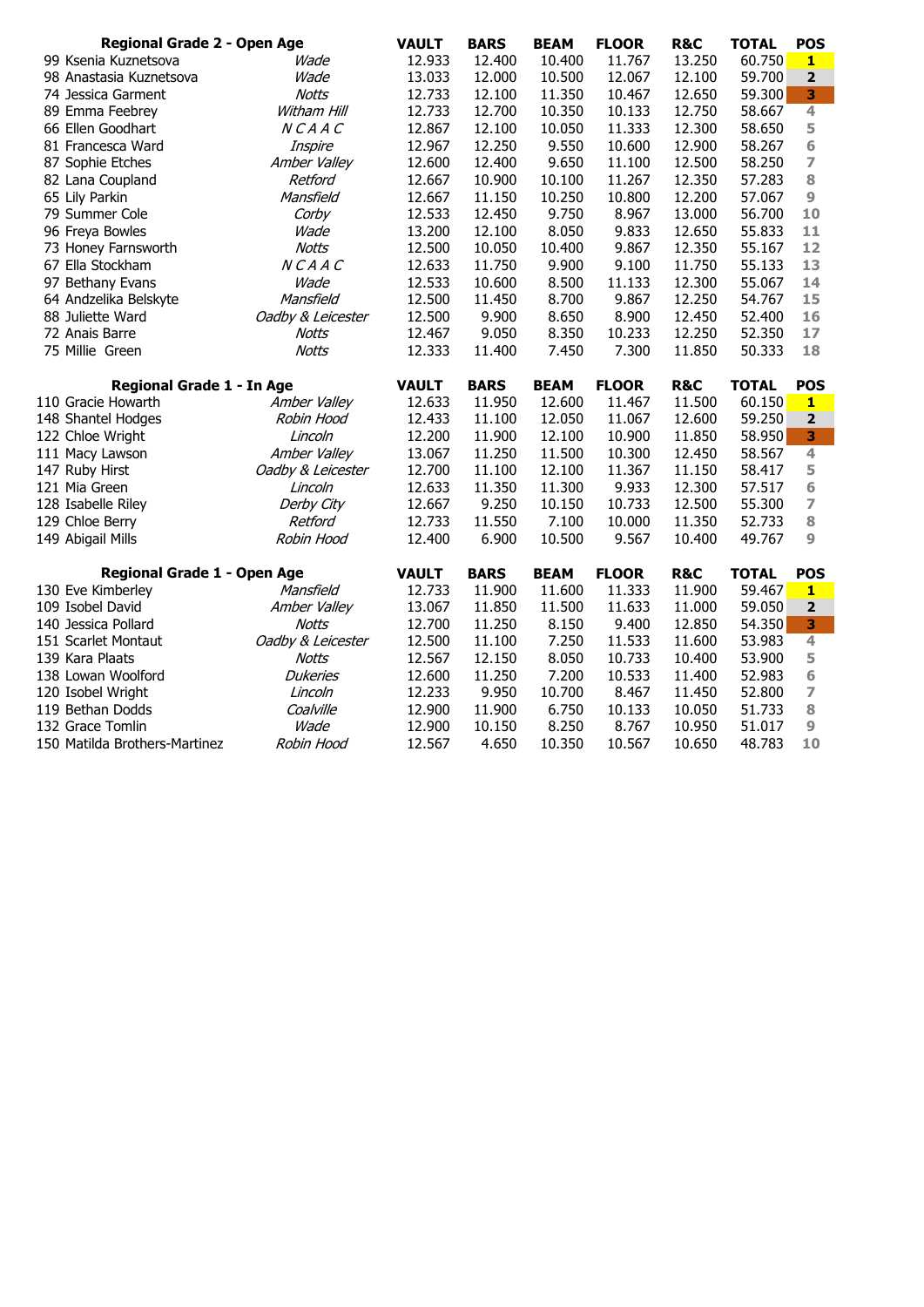| Regional Grade 2 - Open Age | | VAULT | BARS | BEAM | FLOOR | R&C | TOTAL | POS |
|---|---|---|---|---|---|---|---|---|
| 99 Ksenia Kuznetsova | *Wade* | 12.933 | 12.400 | 10.400 | 11.767 | 13.250 | 60.750 | 1 |
| 98 Anastasia Kuznetsova | *Wade* | 13.033 | 12.000 | 10.500 | 12.067 | 12.100 | 59.700 | 2 |
| 74 Jessica Garment | *Notts* | 12.733 | 12.100 | 11.350 | 10.467 | 12.650 | 59.300 | 3 |
| 89 Emma Feebrey | *Witham Hill* | 12.733 | 12.700 | 10.350 | 10.133 | 12.750 | 58.667 | 4 |
| 66 Ellen Goodhart | *N C A A C* | 12.867 | 12.100 | 10.050 | 11.333 | 12.300 | 58.650 | 5 |
| 81 Francesca Ward | *Inspire* | 12.967 | 12.250 | 9.550 | 10.600 | 12.900 | 58.267 | 6 |
| 87 Sophie Etches | *Amber Valley* | 12.600 | 12.400 | 9.650 | 11.100 | 12.500 | 58.250 | 7 |
| 82 Lana Coupland | *Retford* | 12.667 | 10.900 | 10.100 | 11.267 | 12.350 | 57.283 | 8 |
| 65 Lily Parkin | *Mansfield* | 12.667 | 11.150 | 10.250 | 10.800 | 12.200 | 57.067 | 9 |
| 79 Summer Cole | *Corby* | 12.533 | 12.450 | 9.750 | 8.967 | 13.000 | 56.700 | 10 |
| 96 Freya Bowles | *Wade* | 13.200 | 12.100 | 8.050 | 9.833 | 12.650 | 55.833 | 11 |
| 73 Honey Farnsworth | *Notts* | 12.500 | 10.050 | 10.400 | 9.867 | 12.350 | 55.167 | 12 |
| 67 Ella Stockham | *N C A A C* | 12.633 | 11.750 | 9.900 | 9.100 | 11.750 | 55.133 | 13 |
| 97 Bethany Evans | *Wade* | 12.533 | 10.600 | 8.500 | 11.133 | 12.300 | 55.067 | 14 |
| 64 Andzelika Belskyte | *Mansfield* | 12.500 | 11.450 | 8.700 | 9.867 | 12.250 | 54.767 | 15 |
| 88 Juliette Ward | *Oadby & Leicester* | 12.500 | 9.900 | 8.650 | 8.900 | 12.450 | 52.400 | 16 |
| 72 Anais Barre | *Notts* | 12.467 | 9.050 | 8.350 | 10.233 | 12.250 | 52.350 | 17 |
| 75 Millie Green | *Notts* | 12.333 | 11.400 | 7.450 | 7.300 | 11.850 | 50.333 | 18 |

| Regional Grade 1 - In Age | | VAULT | BARS | BEAM | FLOOR | R&C | TOTAL | POS |
|---|---|---|---|---|---|---|---|---|
| 110 Gracie Howarth | *Amber Valley* | 12.633 | 11.950 | 12.600 | 11.467 | 11.500 | 60.150 | 1 |
| 148 Shantel Hodges | *Robin Hood* | 12.433 | 11.100 | 12.050 | 11.067 | 12.600 | 59.250 | 2 |
| 122 Chloe Wright | *Lincoln* | 12.200 | 11.900 | 12.100 | 10.900 | 11.850 | 58.950 | 3 |
| 111 Macy Lawson | *Amber Valley* | 13.067 | 11.250 | 11.500 | 10.300 | 12.450 | 58.567 | 4 |
| 147 Ruby Hirst | *Oadby & Leicester* | 12.700 | 11.100 | 12.100 | 11.367 | 11.150 | 58.417 | 5 |
| 121 Mia Green | *Lincoln* | 12.633 | 11.350 | 11.300 | 9.933 | 12.300 | 57.517 | 6 |
| 128 Isabelle Riley | *Derby City* | 12.667 | 9.250 | 10.150 | 10.733 | 12.500 | 55.300 | 7 |
| 129 Chloe Berry | *Retford* | 12.733 | 11.550 | 7.100 | 10.000 | 11.350 | 52.733 | 8 |
| 149 Abigail Mills | *Robin Hood* | 12.400 | 6.900 | 10.500 | 9.567 | 10.400 | 49.767 | 9 |

| Regional Grade 1 - Open Age | | VAULT | BARS | BEAM | FLOOR | R&C | TOTAL | POS |
|---|---|---|---|---|---|---|---|---|
| 130 Eve Kimberley | *Mansfield* | 12.733 | 11.900 | 11.600 | 11.333 | 11.900 | 59.467 | 1 |
| 109 Isobel David | *Amber Valley* | 13.067 | 11.850 | 11.500 | 11.633 | 11.000 | 59.050 | 2 |
| 140 Jessica Pollard | *Notts* | 12.700 | 11.250 | 8.150 | 9.400 | 12.850 | 54.350 | 3 |
| 151 Scarlet Montaut | *Oadby & Leicester* | 12.500 | 11.100 | 7.250 | 11.533 | 11.600 | 53.983 | 4 |
| 139 Kara Plaats | *Notts* | 12.567 | 12.150 | 8.050 | 10.733 | 10.400 | 53.900 | 5 |
| 138 Lowan Woolford | *Dukeries* | 12.600 | 11.250 | 7.200 | 10.533 | 11.400 | 52.983 | 6 |
| 120 Isobel Wright | *Lincoln* | 12.233 | 9.950 | 10.700 | 8.467 | 11.450 | 52.800 | 7 |
| 119 Bethan Dodds | *Coalville* | 12.900 | 11.900 | 6.750 | 10.133 | 10.050 | 51.733 | 8 |
| 132 Grace Tomlin | *Wade* | 12.900 | 10.150 | 8.250 | 8.767 | 10.950 | 51.017 | 9 |
| 150 Matilda Brothers-Martinez | *Robin Hood* | 12.567 | 4.650 | 10.350 | 10.567 | 10.650 | 48.783 | 10 |